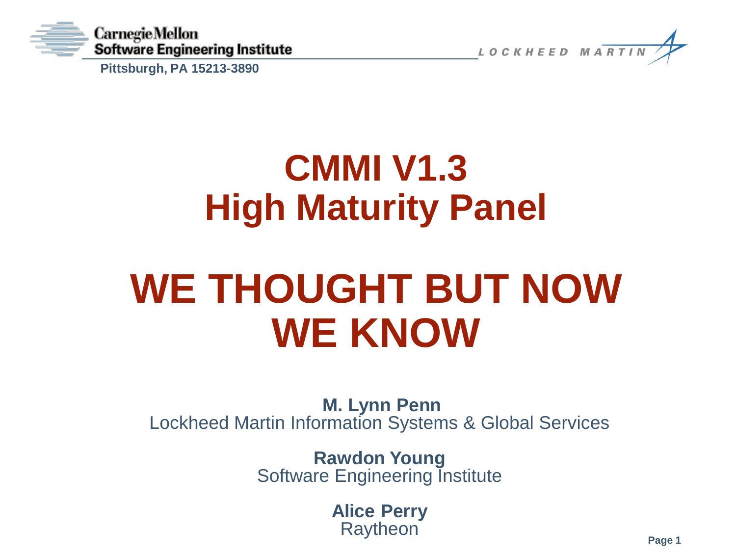Carnegie Mellon
Software Engineering Institute
Pittsburgh, PA 15213-3890

LOCKHEED MARTIN

# CMMI V1.3
# High Maturity Panel

# WE THOUGHT BUT NOW WE KNOW

**M. Lynn Penn**
Lockheed Martin Information Systems & Global Services

**Rawdon Young**
Software Engineering Institute

**Alice Perry**
Raytheon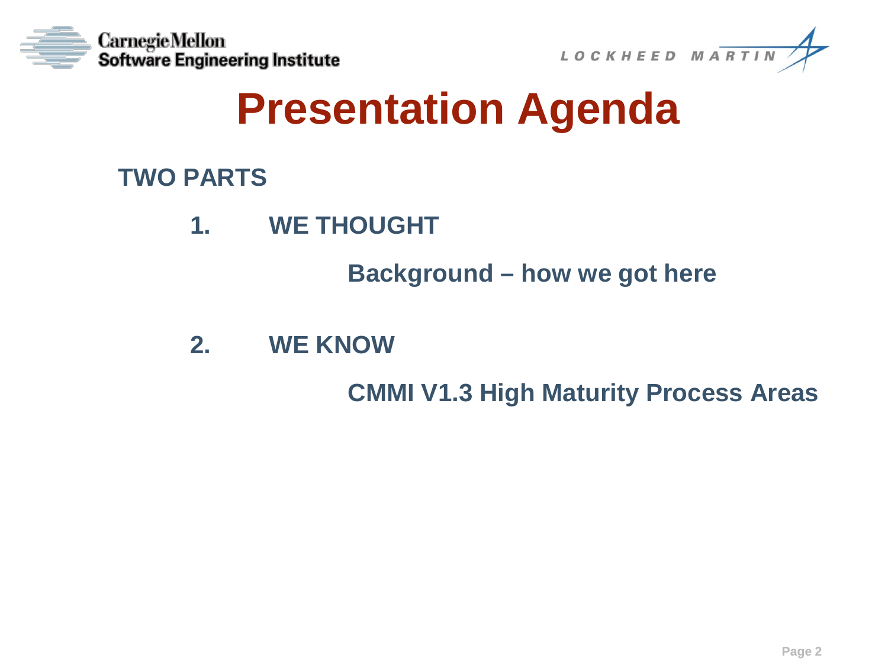# Presentation Agenda

**TWO PARTS**

1. **WE THOUGHT**

   **Background – how we got here**

2. **WE KNOW**

   **CMMI V1.3 High Maturity Process Areas**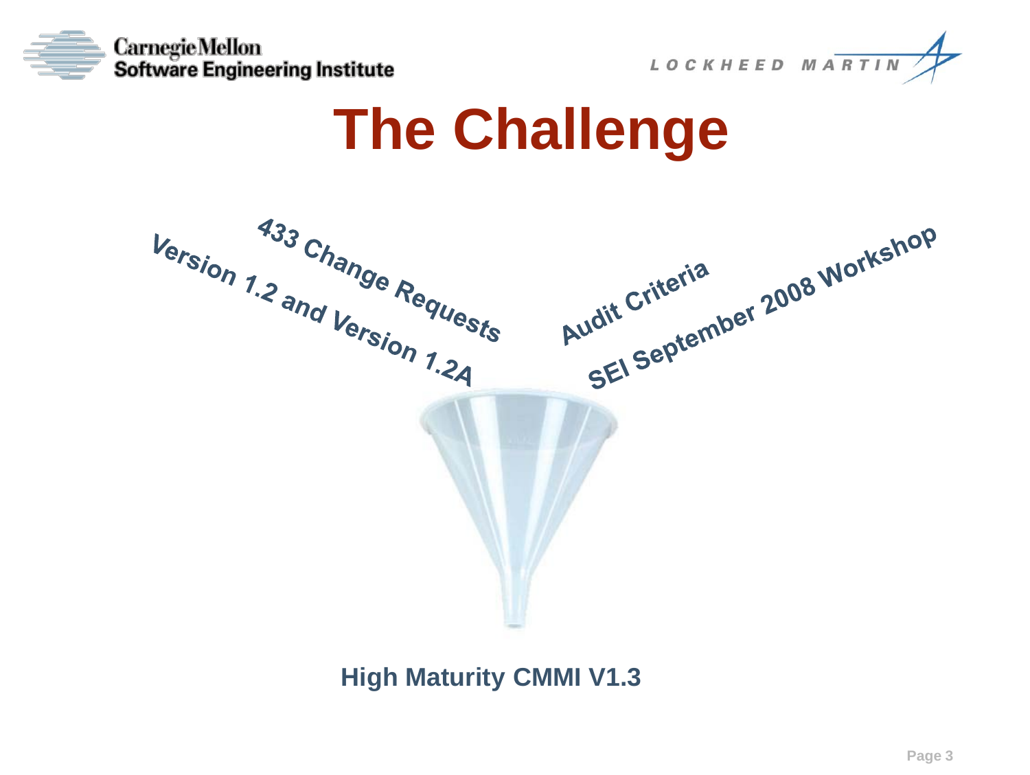# The Challenge

433 Change Requests

Version 1.2 and Version 1.2A

Audit Criteria

SEI September 2008 Workshop

**High Maturity CMMI V1.3**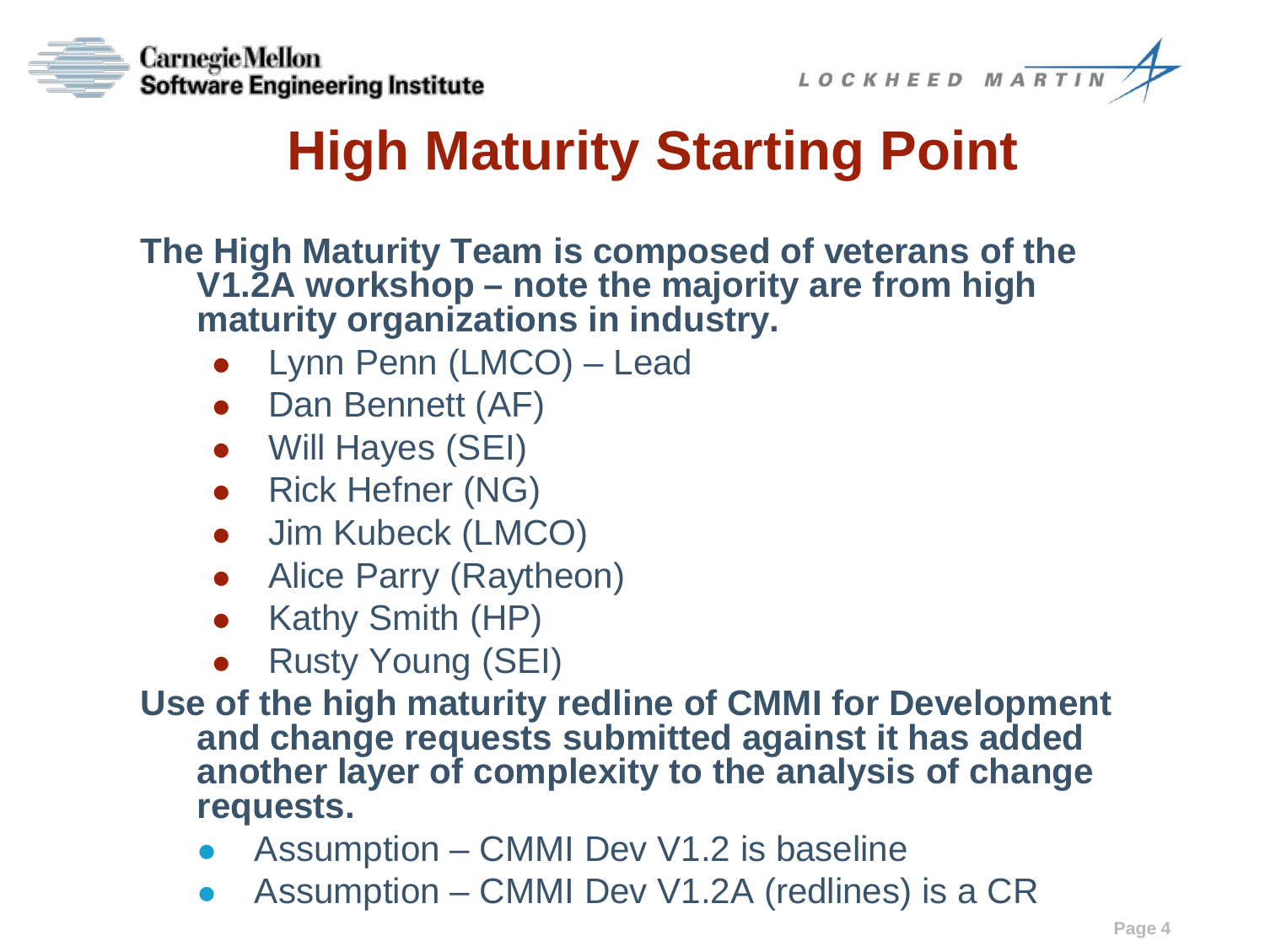# High Maturity Starting Point

**The High Maturity Team is composed of veterans of the V1.2A workshop – note the majority are from high maturity organizations in industry.**

- Lynn Penn (LMCO) – Lead
- Dan Bennett (AF)
- Will Hayes (SEI)
- Rick Hefner (NG)
- Jim Kubeck (LMCO)
- Alice Parry (Raytheon)
- Kathy Smith (HP)
- Rusty Young (SEI)

**Use of the high maturity redline of CMMI for Development and change requests submitted against it has added another layer of complexity to the analysis of change requests.**

- Assumption – CMMI Dev V1.2 is baseline
- Assumption – CMMI Dev V1.2A (redlines) is a CR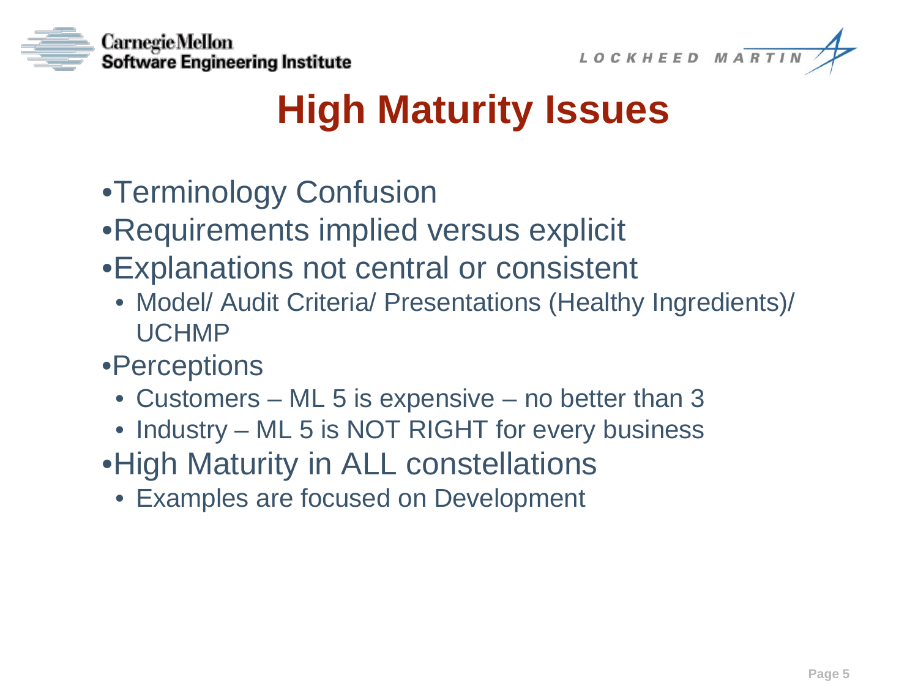# High Maturity Issues

- Terminology Confusion
- Requirements implied versus explicit
- Explanations not central or consistent
  - Model/ Audit Criteria/ Presentations (Healthy Ingredients)/ UCHMP
- Perceptions
  - Customers – ML 5 is expensive – no better than 3
  - Industry – ML 5 is NOT RIGHT for every business
- High Maturity in ALL constellations
  - Examples are focused on Development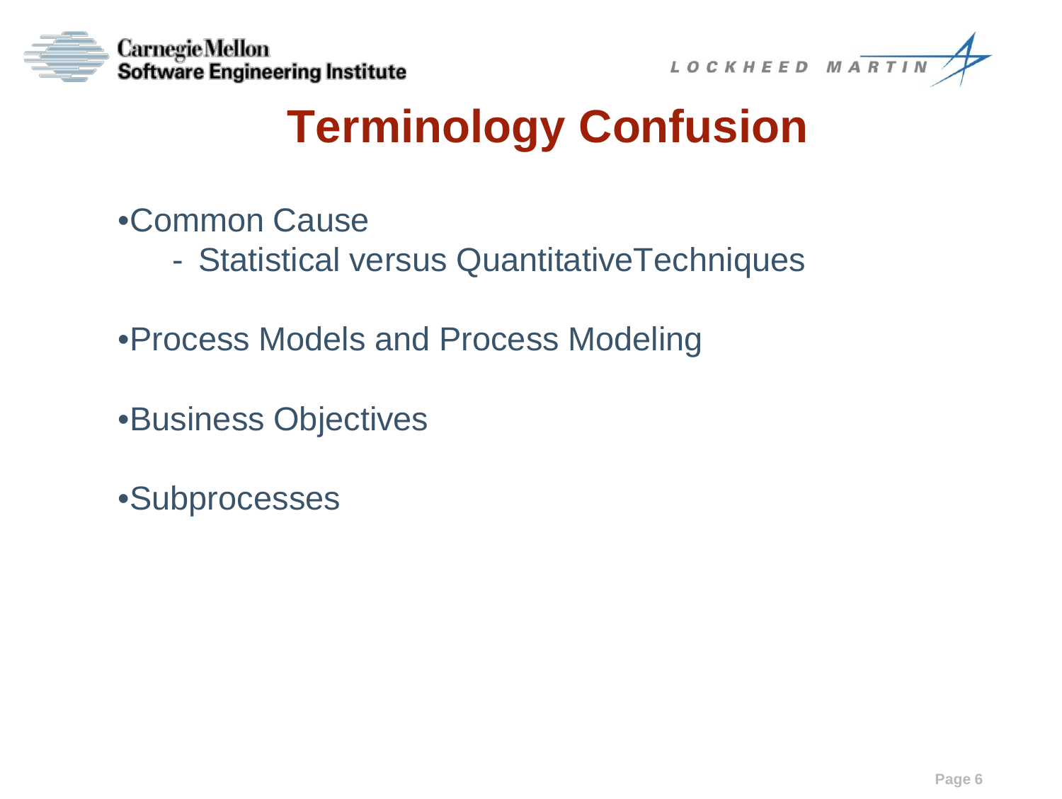# Terminology Confusion

- Common Cause
  - Statistical versus QuantitativeTechniques
- Process Models and Process Modeling
- Business Objectives
- Subprocesses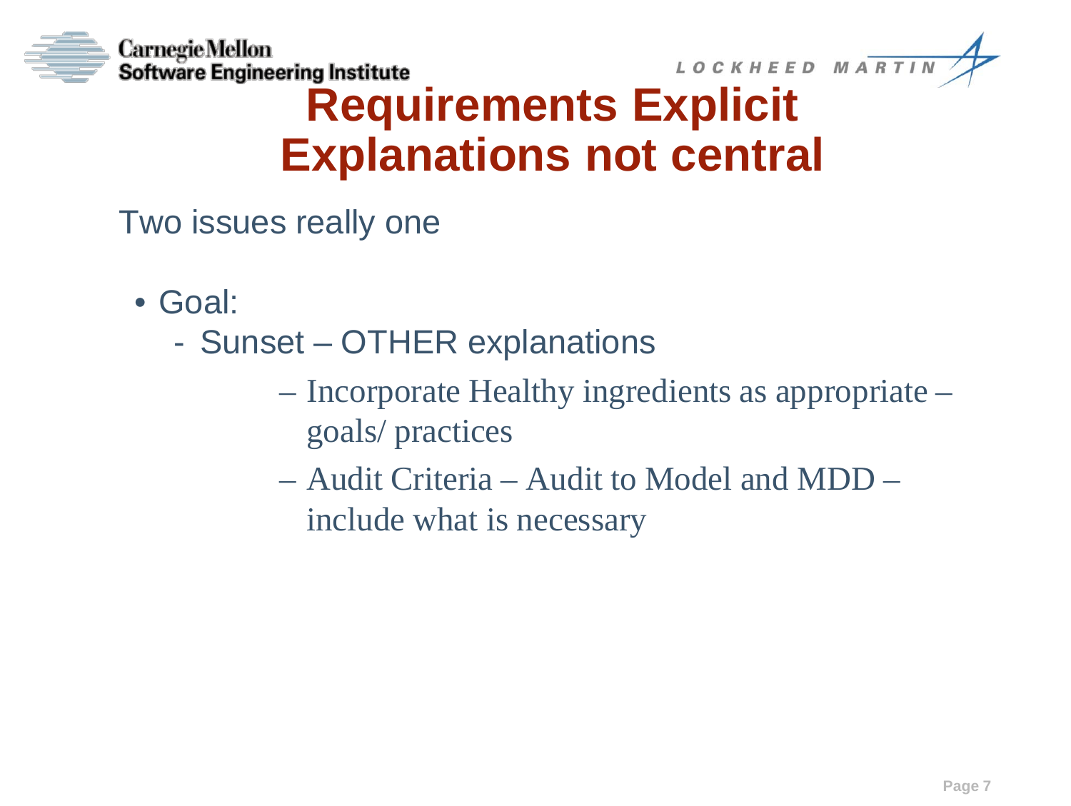# Requirements Explicit Explanations not central

Two issues really one

- Goal:
  - Sunset – OTHER explanations
    - Incorporate Healthy ingredients as appropriate – goals/ practices
    - Audit Criteria – Audit to Model and MDD – include what is necessary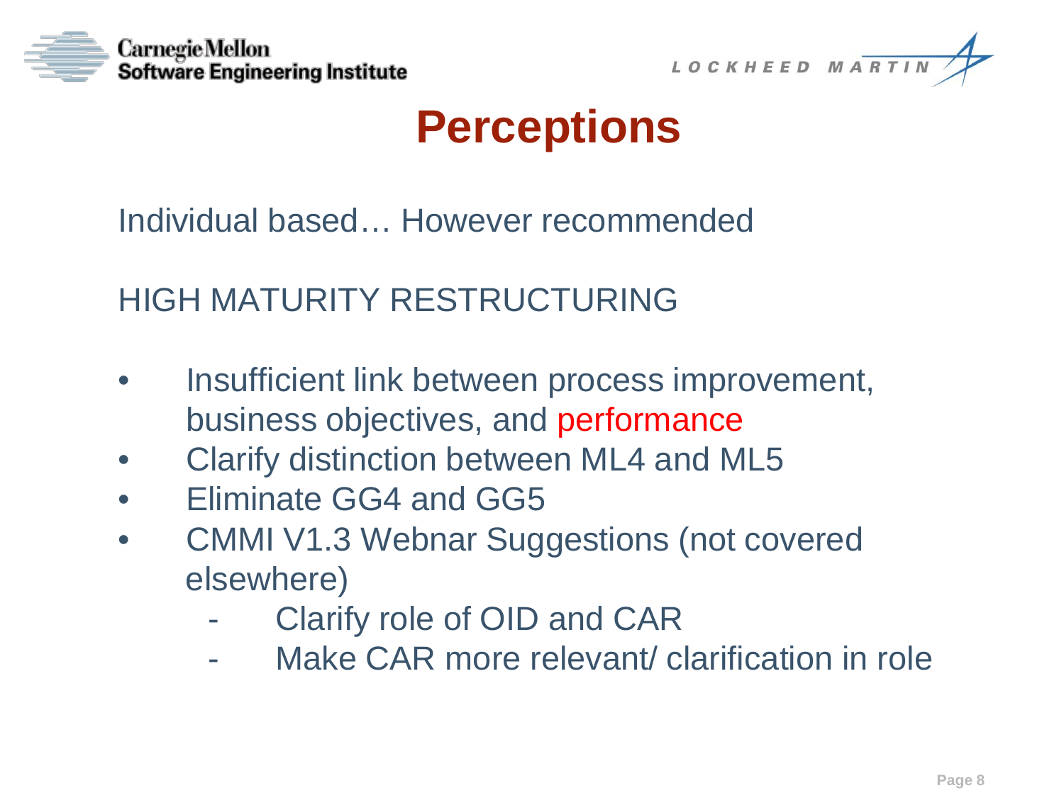# Perceptions

Individual based… However recommended

HIGH MATURITY RESTRUCTURING

- Insufficient link between process improvement, business objectives, and performance
- Clarify distinction between ML4 and ML5
- Eliminate GG4 and GG5
- CMMI V1.3 Webnar Suggestions (not covered elsewhere)
  - Clarify role of OID and CAR
  - Make CAR more relevant/ clarification in role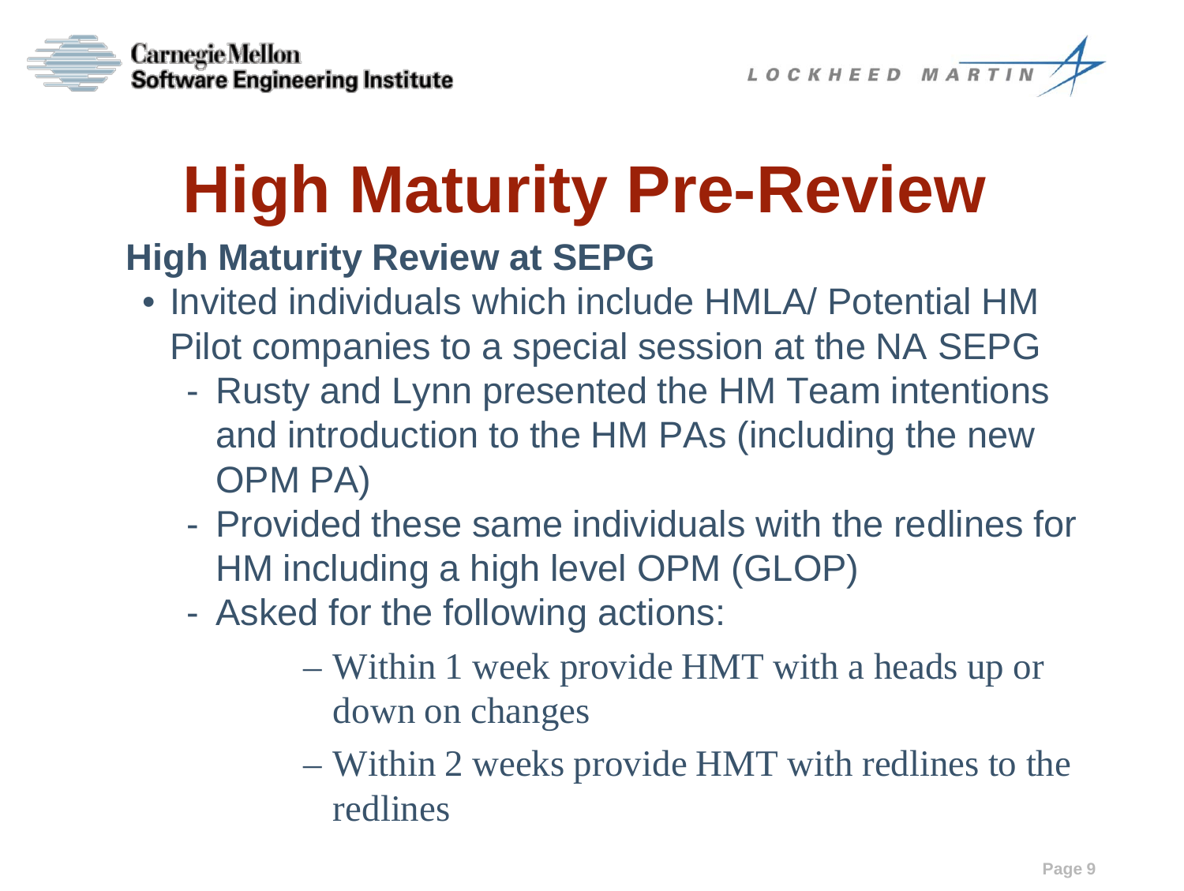# High Maturity Pre-Review

## High Maturity Review at SEPG

- Invited individuals which include HMLA/ Potential HM Pilot companies to a special session at the NA SEPG
  - Rusty and Lynn presented the HM Team intentions and introduction to the HM PAs (including the new OPM PA)
  - Provided these same individuals with the redlines for HM including a high level OPM (GLOP)
  - Asked for the following actions:
    - Within 1 week provide HMT with a heads up or down on changes
    - Within 2 weeks provide HMT with redlines to the redlines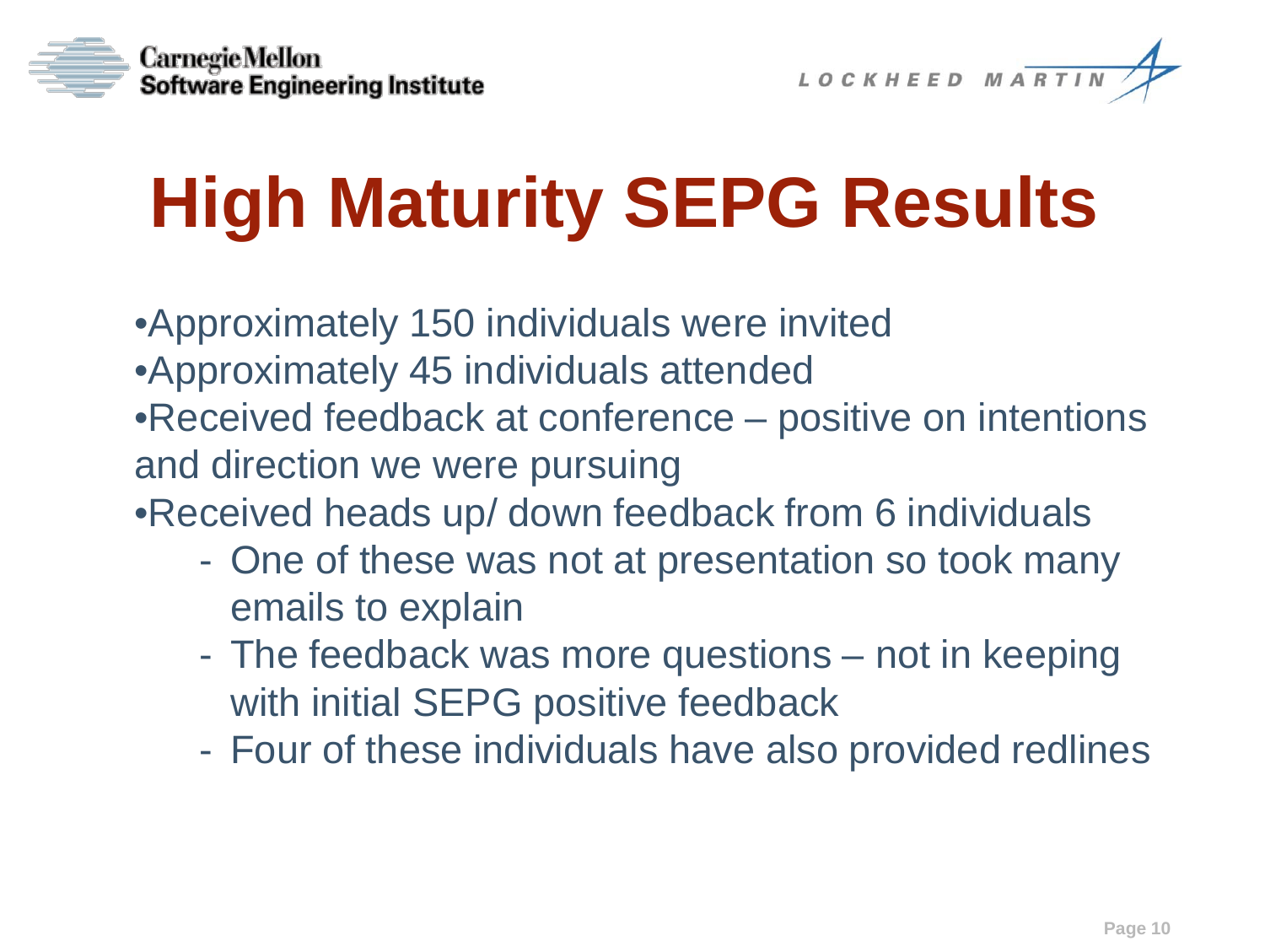# High Maturity SEPG Results

- Approximately 150 individuals were invited
- Approximately 45 individuals attended
- Received feedback at conference – positive on intentions and direction we were pursuing
- Received heads up/ down feedback from 6 individuals
  - One of these was not at presentation so took many emails to explain
  - The feedback was more questions – not in keeping with initial SEPG positive feedback
  - Four of these individuals have also provided redlines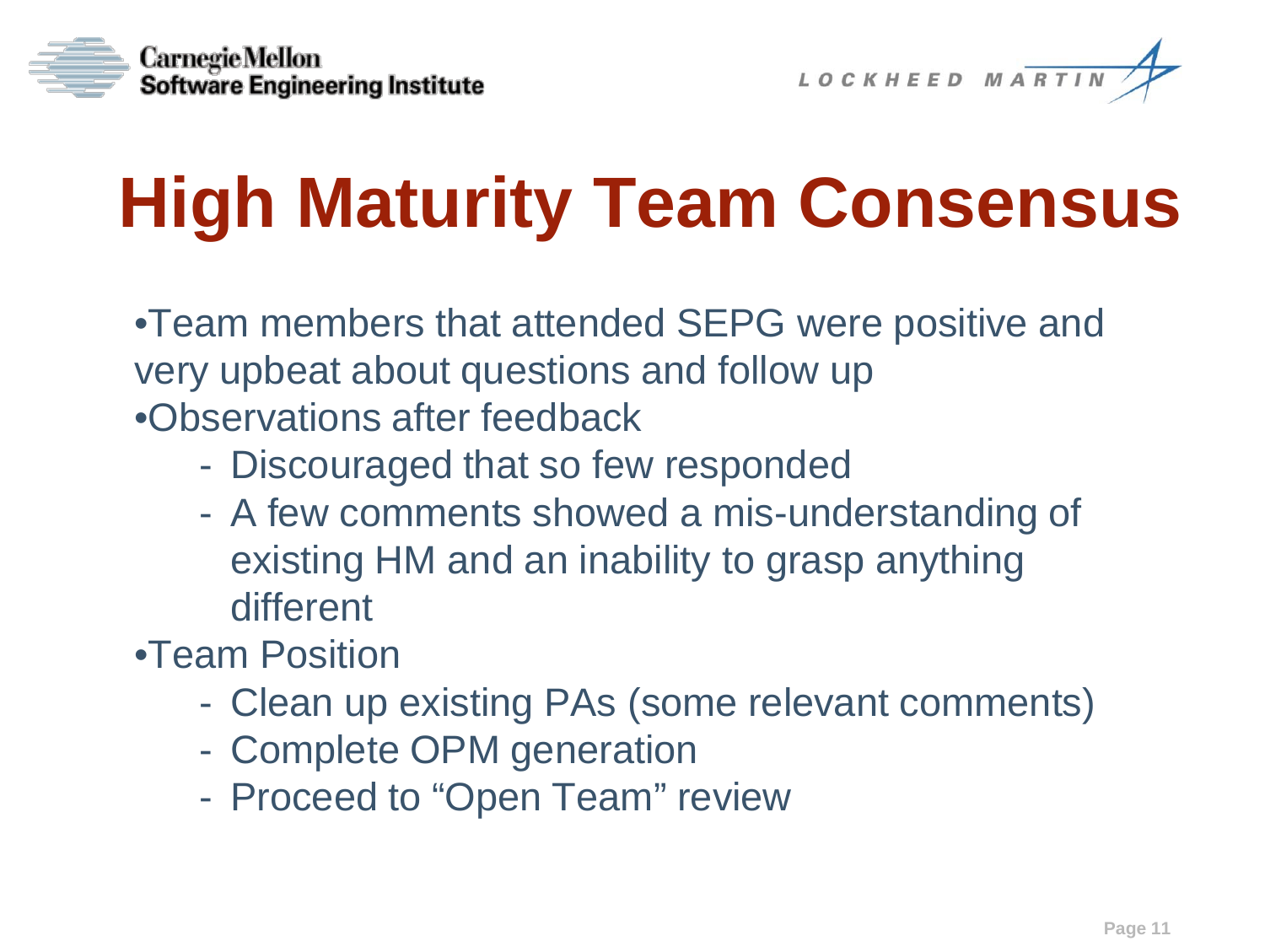# High Maturity Team Consensus

- Team members that attended SEPG were positive and very upbeat about questions and follow up
- Observations after feedback
  - Discouraged that so few responded
  - A few comments showed a mis-understanding of existing HM and an inability to grasp anything different
- Team Position
  - Clean up existing PAs (some relevant comments)
  - Complete OPM generation
  - Proceed to “Open Team” review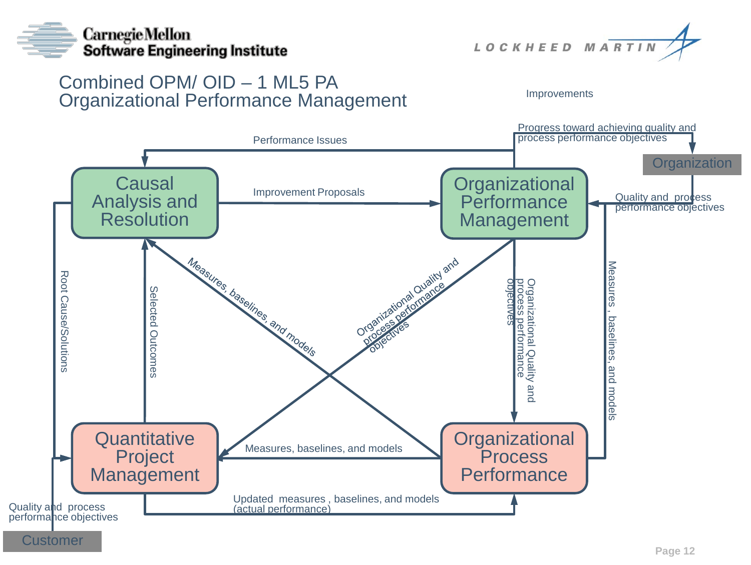# Combined OPM/ OID – 1 ML5 PA
## Organizational Performance Management

Improvements

Progress toward achieving quality and process performance objectives

Performance Issues

Organization

Causal Analysis and Resolution

Improvement Proposals

Organizational Performance Management

Quality and process performance objectives

Root Cause/Solutions

Selected Outcomes

Measures, baselines, and models

Organizational Quality and process performance objectives

Organizational Quality and process performance objectives

Measures , baselines, and models

Quantitative Project Management

Measures, baselines, and models

Organizational Process Performance

Updated measures , baselines, and models (actual performance)

Quality and process performance objectives

Customer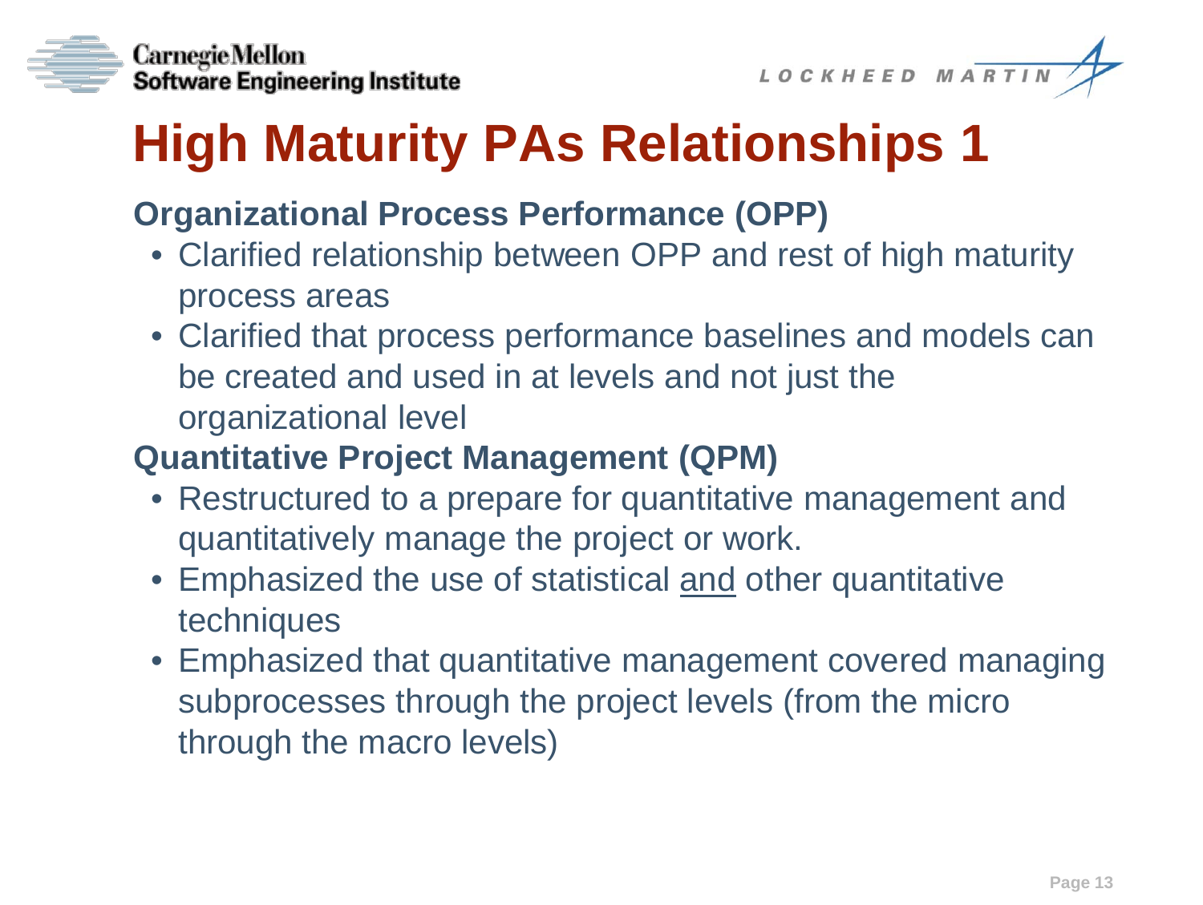# High Maturity PAs Relationships 1

**Organizational Process Performance (OPP)**

- Clarified relationship between OPP and rest of high maturity process areas
- Clarified that process performance baselines and models can be created and used in at levels and not just the organizational level

**Quantitative Project Management (QPM)**

- Restructured to a prepare for quantitative management and quantitatively manage the project or work.
- Emphasized the use of statistical <u>and</u> other quantitative techniques
- Emphasized that quantitative management covered managing subprocesses through the project levels (from the micro through the macro levels)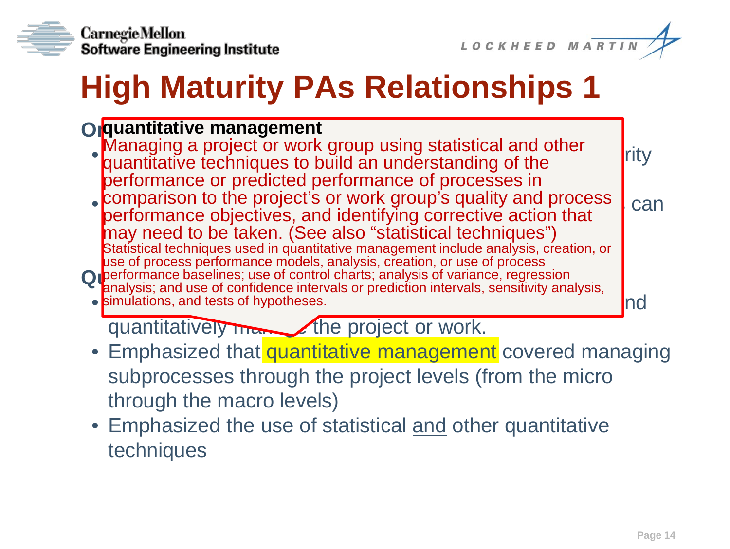# High Maturity PAs Relationships 1

**quantitative management**

Managing a project or work group using statistical and other quantitative techniques to build an understanding of the performance or predicted performance of processes in comparison to the project's or work group's quality and process performance objectives, and identifying corrective action that may need to be taken. (See also "statistical techniques")

Statistical techniques used in quantitative management include analysis, creation, or use of process performance models, analysis, creation, or use of process performance baselines; use of control charts; analysis of variance, regression analysis; and use of confidence intervals or prediction intervals, sensitivity analysis, simulations, and tests of hypotheses.

**O**

- rity
- can

**Q**

- nd quantitatively ma… the project or work.
- Emphasized that quantitative management covered managing subprocesses through the project levels (from the micro through the macro levels)
- Emphasized the use of statistical <u>and</u> other quantitative techniques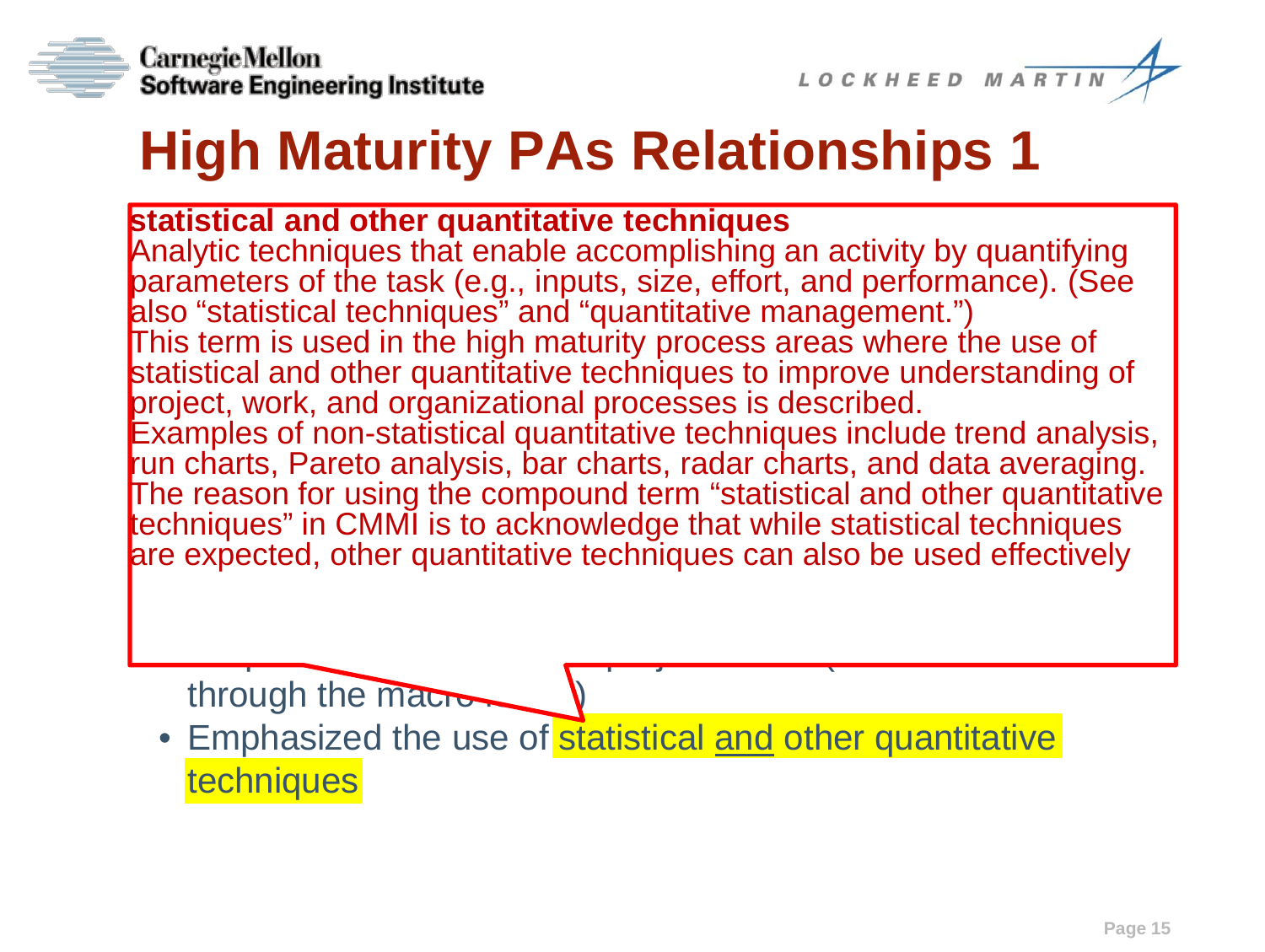# High Maturity PAs Relationships 1

**statistical and other quantitative techniques**

Analytic techniques that enable accomplishing an activity by quantifying parameters of the task (e.g., inputs, size, effort, and performance). (See also "statistical techniques" and "quantitative management.")

This term is used in the high maturity process areas where the use of statistical and other quantitative techniques to improve understanding of project, work, and organizational processes is described.

Examples of non-statistical quantitative techniques include trend analysis, run charts, Pareto analysis, bar charts, radar charts, and data averaging.

The reason for using the compound term "statistical and other quantitative techniques" in CMMI is to acknowledge that while statistical techniques are expected, other quantitative techniques can also be used effectively

through the macro ... )

- Emphasized the use of statistical and other quantitative techniques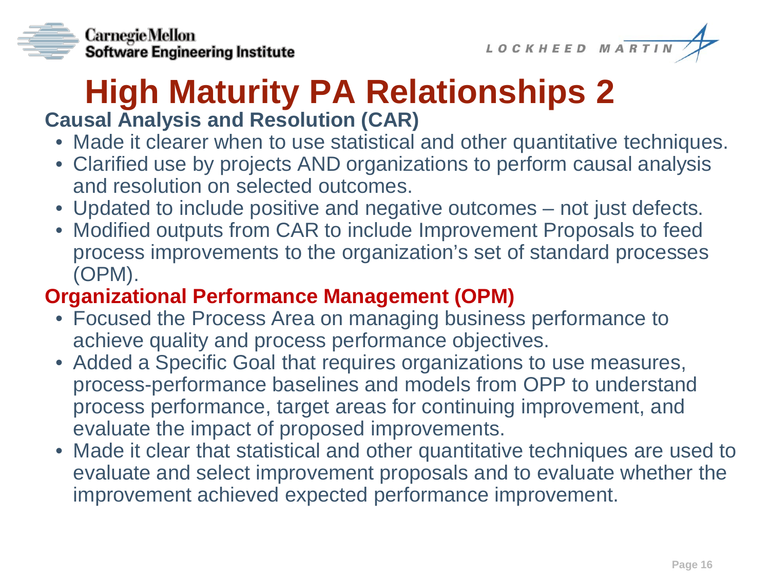# High Maturity PA Relationships 2

**Causal Analysis and Resolution (CAR)**

- Made it clearer when to use statistical and other quantitative techniques.
- Clarified use by projects AND organizations to perform causal analysis and resolution on selected outcomes.
- Updated to include positive and negative outcomes – not just defects.
- Modified outputs from CAR to include Improvement Proposals to feed process improvements to the organization's set of standard processes (OPM).

**Organizational Performance Management (OPM)**

- Focused the Process Area on managing business performance to achieve quality and process performance objectives.
- Added a Specific Goal that requires organizations to use measures, process-performance baselines and models from OPP to understand process performance, target areas for continuing improvement, and evaluate the impact of proposed improvements.
- Made it clear that statistical and other quantitative techniques are used to evaluate and select improvement proposals and to evaluate whether the improvement achieved expected performance improvement.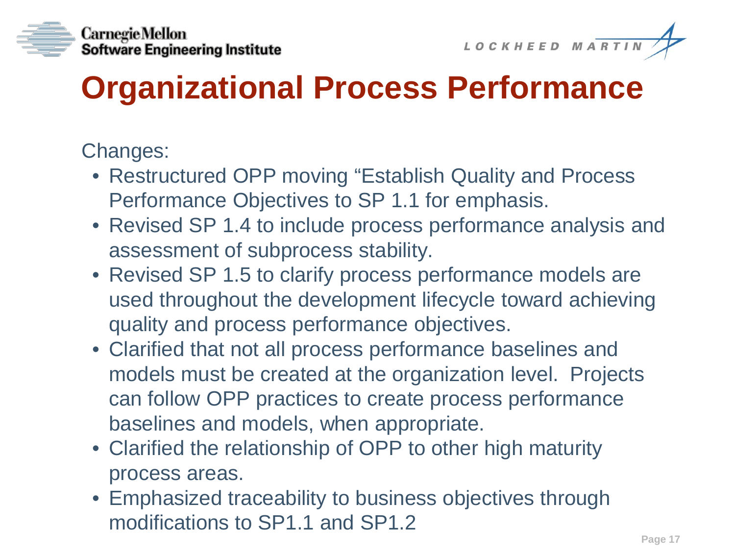# Organizational Process Performance

Changes:

- Restructured OPP moving "Establish Quality and Process Performance Objectives to SP 1.1 for emphasis.
- Revised SP 1.4 to include process performance analysis and assessment of subprocess stability.
- Revised SP 1.5 to clarify process performance models are used throughout the development lifecycle toward achieving quality and process performance objectives.
- Clarified that not all process performance baselines and models must be created at the organization level. Projects can follow OPP practices to create process performance baselines and models, when appropriate.
- Clarified the relationship of OPP to other high maturity process areas.
- Emphasized traceability to business objectives through modifications to SP1.1 and SP1.2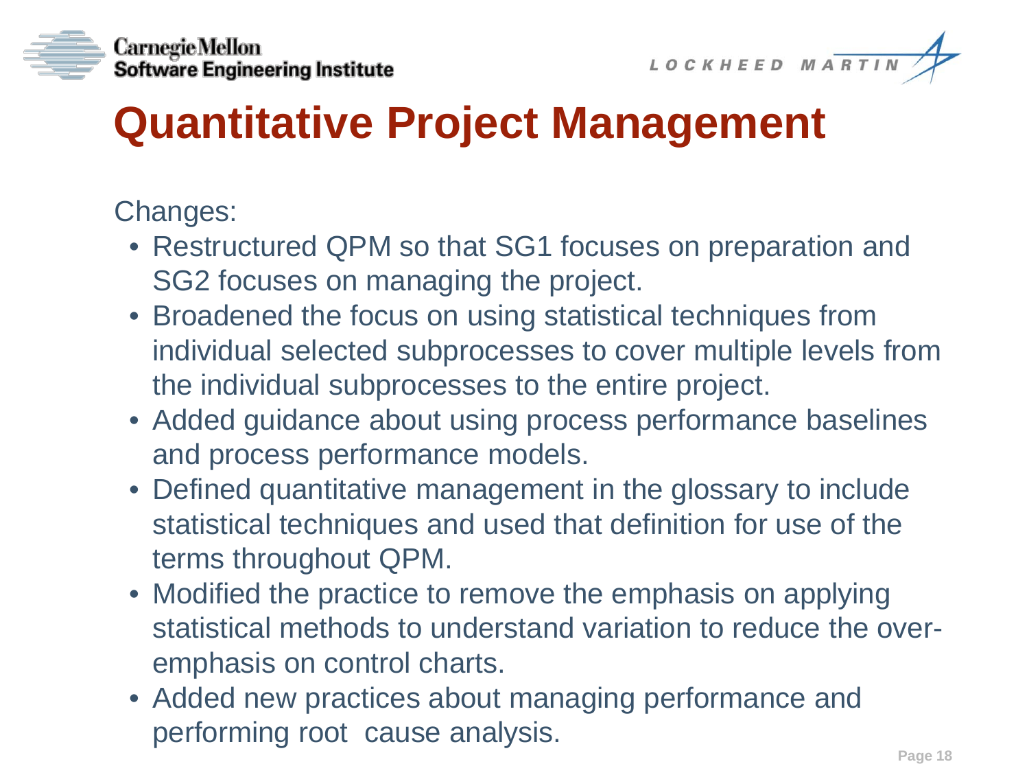# Quantitative Project Management

Changes:

- Restructured QPM so that SG1 focuses on preparation and SG2 focuses on managing the project.
- Broadened the focus on using statistical techniques from individual selected subprocesses to cover multiple levels from the individual subprocesses to the entire project.
- Added guidance about using process performance baselines and process performance models.
- Defined quantitative management in the glossary to include statistical techniques and used that definition for use of the terms throughout QPM.
- Modified the practice to remove the emphasis on applying statistical methods to understand variation to reduce the over-emphasis on control charts.
- Added new practices about managing performance and performing root cause analysis.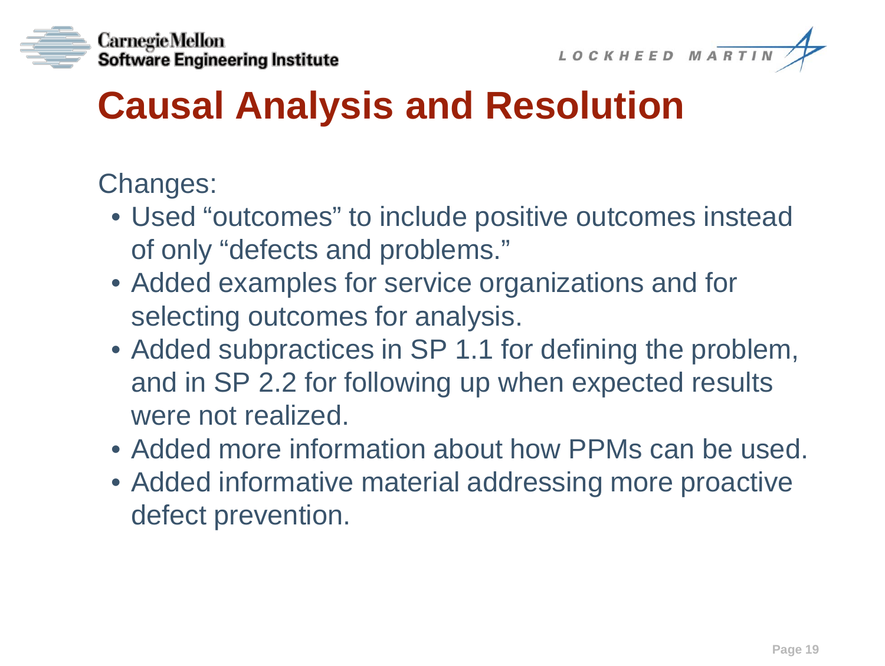# Causal Analysis and Resolution

Changes:

- Used "outcomes" to include positive outcomes instead of only "defects and problems."
- Added examples for service organizations and for selecting outcomes for analysis.
- Added subpractices in SP 1.1 for defining the problem, and in SP 2.2 for following up when expected results were not realized.
- Added more information about how PPMs can be used.
- Added informative material addressing more proactive defect prevention.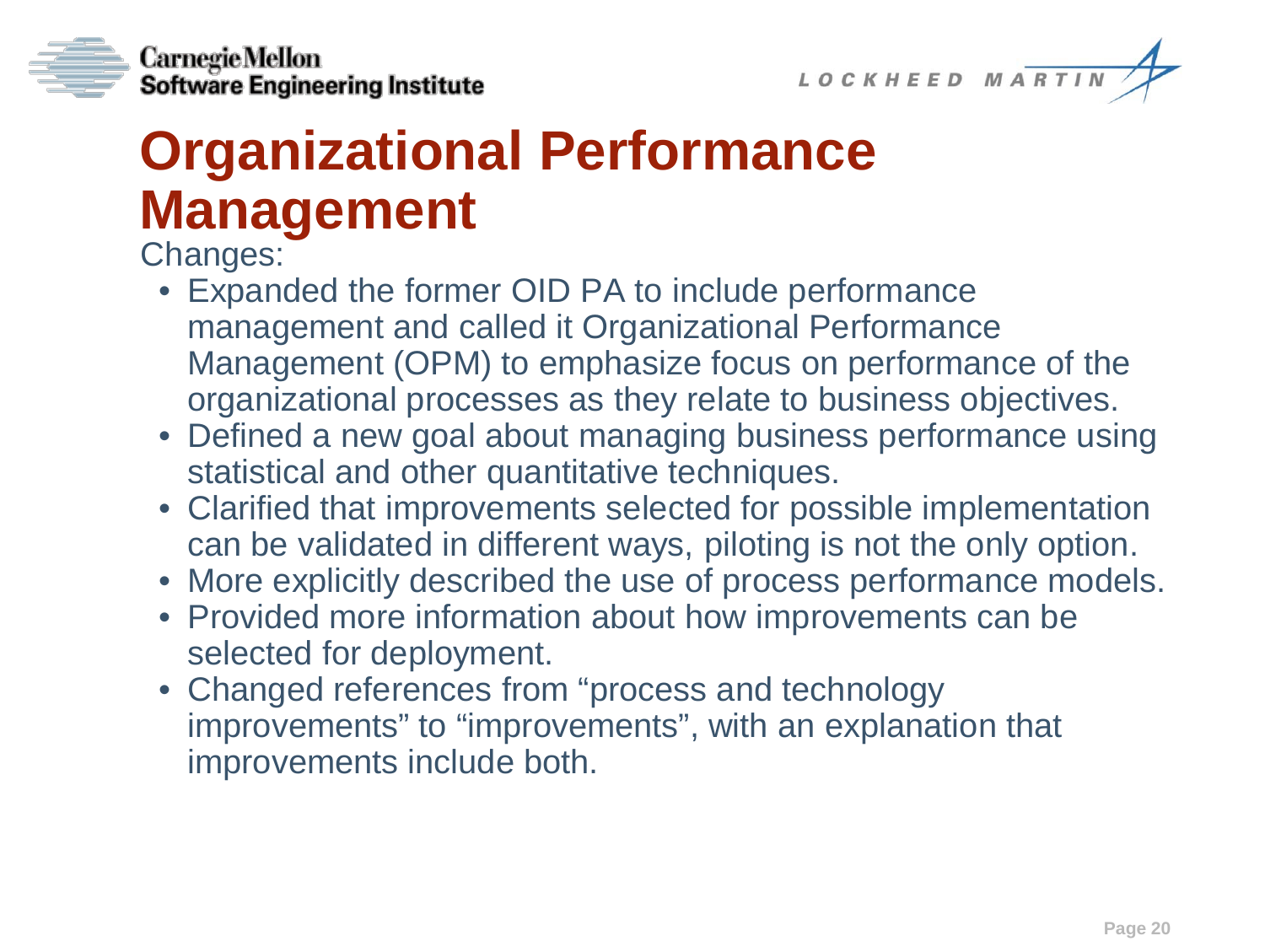# Organizational Performance Management

Changes:

- Expanded the former OID PA to include performance management and called it Organizational Performance Management (OPM) to emphasize focus on performance of the organizational processes as they relate to business objectives.
- Defined a new goal about managing business performance using statistical and other quantitative techniques.
- Clarified that improvements selected for possible implementation can be validated in different ways, piloting is not the only option.
- More explicitly described the use of process performance models.
- Provided more information about how improvements can be selected for deployment.
- Changed references from “process and technology improvements” to “improvements”, with an explanation that improvements include both.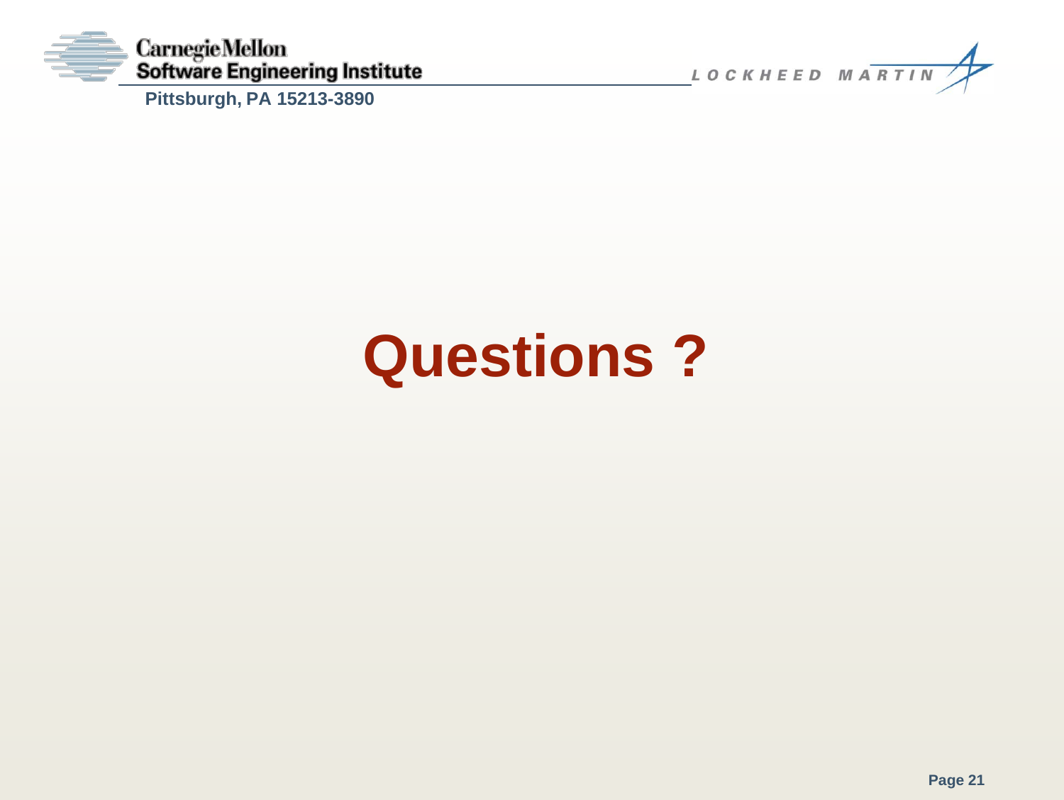# Questions ?